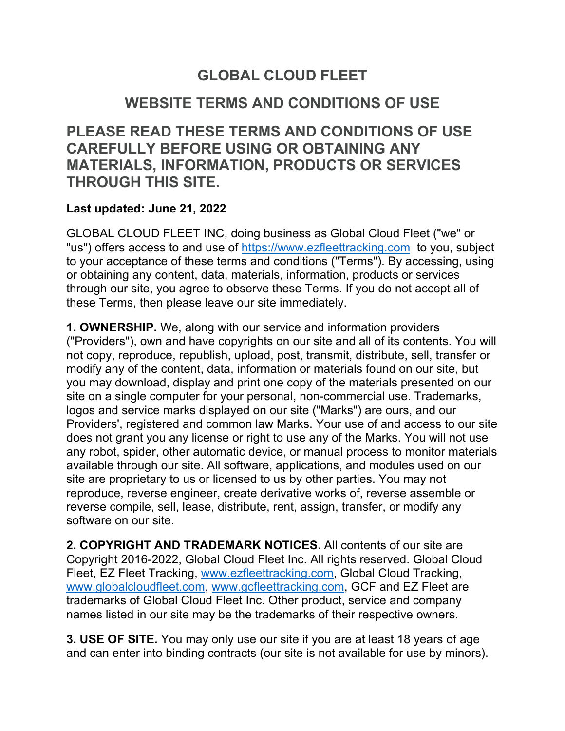# GLOBAL CLOUD FLEET

## WEBSITE TERMS AND CONDITIONS OF USE

## PLEASE READ THESE TERMS AND CONDITIONS OF USE CAREFULLY BEFORE USING OR OBTAINING ANY MATERIALS, INFORMATION, PRODUCTS OR SERVICES THROUGH THIS SITE.

**Last updated: June 21, 2022**

GLOBAL CLOUD FLEET INC, doing business as Global Cloud Fleet ("we" or "us") offers access to and use of https://www.ezfleettracking.com to you, subject to your acceptance of these terms and conditions ("Terms"). By accessing, using or obtaining any content, data, materials, information, products or services through our site, you agree to observe these Terms. If you do not accept all of these Terms, then please leave our site immediately.

**1. OWNERSHIP.** We, along with our service and information providers ("Providers"), own and have copyrights on our site and all of its contents. You will not copy, reproduce, republish, upload, post, transmit, distribute, sell, transfer or modify any of the content, data, information or materials found on our site, but you may download, display and print one copy of the materials presented on our site on a single computer for your personal, non-commercial use. Trademarks, logos and service marks displayed on our site ("Marks") are ours, and our Providers', registered and common law Marks. Your use of and access to our site does not grant you any license or right to use any of the Marks. You will not use any robot, spider, other automatic device, or manual process to monitor materials available through our site. All software, applications, and modules used on our site are proprietary to us or licensed to us by other parties. You may not reproduce, reverse engineer, create derivative works of, reverse assemble or reverse compile, sell, lease, distribute, rent, assign, transfer, or modify any software on our site.

**2. COPYRIGHT AND TRADEMARK NOTICES.** All contents of our site are Copyright 2016-2022, Global Cloud Fleet Inc. All rights reserved. Global Cloud Fleet, EZ Fleet Tracking, www.ezfleettracking.com, Global Cloud Tracking, www.globalcloudfleet.com, www.gcfleettracking.com, GCF and EZ Fleet are trademarks of Global Cloud Fleet Inc. Other product, service and company names listed in our site may be the trademarks of their respective owners.

**3. USE OF SITE.** You may only use our site if you are at least 18 years of age and can enter into binding contracts (our site is not available for use by minors).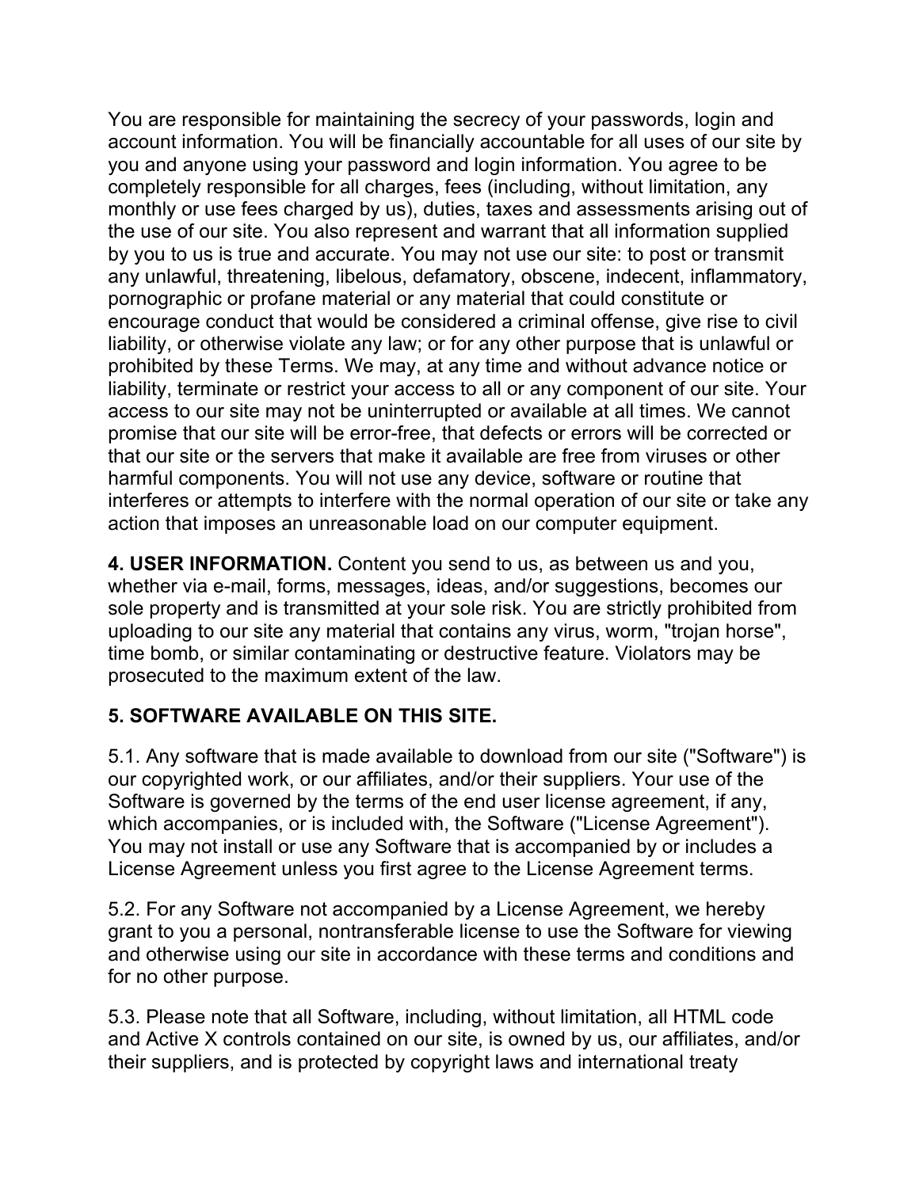You are responsible for maintaining the secrecy of your passwords, login and account information. You will be financially accountable for all uses of our site by you and anyone using your password and login information. You agree to be completely responsible for all charges, fees (including, without limitation, any monthly or use fees charged by us), duties, taxes and assessments arising out of the use of our site. You also represent and warrant that all information supplied by you to us is true and accurate. You may not use our site: to post or transmit any unlawful, threatening, libelous, defamatory, obscene, indecent, inflammatory, pornographic or profane material or any material that could constitute or encourage conduct that would be considered a criminal offense, give rise to civil liability, or otherwise violate any law; or for any other purpose that is unlawful or prohibited by these Terms. We may, at any time and without advance notice or liability, terminate or restrict your access to all or any component of our site. Your access to our site may not be uninterrupted or available at all times. We cannot promise that our site will be error-free, that defects or errors will be corrected or that our site or the servers that make it available are free from viruses or other harmful components. You will not use any device, software or routine that interferes or attempts to interfere with the normal operation of our site or take any action that imposes an unreasonable load on our computer equipment.

**4. USER INFORMATION.** Content you send to us, as between us and you, whether via e-mail, forms, messages, ideas, and/or suggestions, becomes our sole property and is transmitted at your sole risk. You are strictly prohibited from uploading to our site any material that contains any virus, worm, "trojan horse", time bomb, or similar contaminating or destructive feature. Violators may be prosecuted to the maximum extent of the law.

**5. SOFTWARE AVAILABLE ON THIS SITE.**

5.1. Any software that is made available to download from our site ("Software") is our copyrighted work, or our affiliates, and/or their suppliers. Your use of the Software is governed by the terms of the end user license agreement, if any, which accompanies, or is included with, the Software ("License Agreement"). You may not install or use any Software that is accompanied by or includes a License Agreement unless you first agree to the License Agreement terms.

5.2. For any Software not accompanied by a License Agreement, we hereby grant to you a personal, nontransferable license to use the Software for viewing and otherwise using our site in accordance with these terms and conditions and for no other purpose.

5.3. Please note that all Software, including, without limitation, all HTML code and Active X controls contained on our site, is owned by us, our affiliates, and/or their suppliers, and is protected by copyright laws and international treaty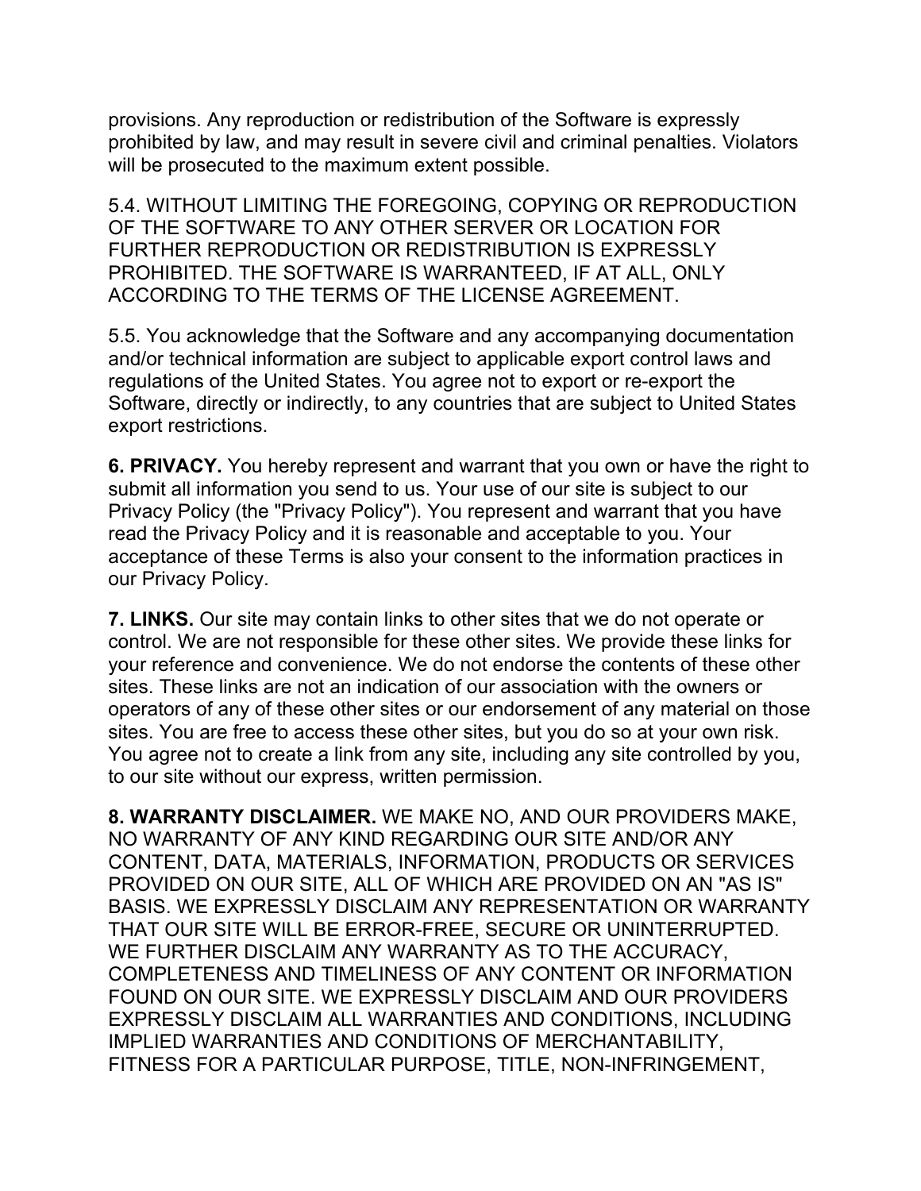provisions. Any reproduction or redistribution of the Software is expressly prohibited by law, and may result in severe civil and criminal penalties. Violators will be prosecuted to the maximum extent possible.

5.4. WITHOUT LIMITING THE FOREGOING, COPYING OR REPRODUCTION OF THE SOFTWARE TO ANY OTHER SERVER OR LOCATION FOR FURTHER REPRODUCTION OR REDISTRIBUTION IS EXPRESSLY PROHIBITED. THE SOFTWARE IS WARRANTEED, IF AT ALL, ONLY ACCORDING TO THE TERMS OF THE LICENSE AGREEMENT.

5.5. You acknowledge that the Software and any accompanying documentation and/or technical information are subject to applicable export control laws and regulations of the United States. You agree not to export or re-export the Software, directly or indirectly, to any countries that are subject to United States export restrictions.

**6. PRIVACY.** You hereby represent and warrant that you own or have the right to submit all information you send to us. Your use of our site is subject to our Privacy Policy (the "Privacy Policy"). You represent and warrant that you have read the Privacy Policy and it is reasonable and acceptable to you. Your acceptance of these Terms is also your consent to the information practices in our Privacy Policy.

**7. LINKS.** Our site may contain links to other sites that we do not operate or control. We are not responsible for these other sites. We provide these links for your reference and convenience. We do not endorse the contents of these other sites. These links are not an indication of our association with the owners or operators of any of these other sites or our endorsement of any material on those sites. You are free to access these other sites, but you do so at your own risk. You agree not to create a link from any site, including any site controlled by you, to our site without our express, written permission.

**8. WARRANTY DISCLAIMER.** WE MAKE NO, AND OUR PROVIDERS MAKE, NO WARRANTY OF ANY KIND REGARDING OUR SITE AND/OR ANY CONTENT, DATA, MATERIALS, INFORMATION, PRODUCTS OR SERVICES PROVIDED ON OUR SITE, ALL OF WHICH ARE PROVIDED ON AN "AS IS" BASIS. WE EXPRESSLY DISCLAIM ANY REPRESENTATION OR WARRANTY THAT OUR SITE WILL BE ERROR-FREE, SECURE OR UNINTERRUPTED. WE FURTHER DISCLAIM ANY WARRANTY AS TO THE ACCURACY, COMPLETENESS AND TIMELINESS OF ANY CONTENT OR INFORMATION FOUND ON OUR SITE. WE EXPRESSLY DISCLAIM AND OUR PROVIDERS EXPRESSLY DISCLAIM ALL WARRANTIES AND CONDITIONS, INCLUDING IMPLIED WARRANTIES AND CONDITIONS OF MERCHANTABILITY, FITNESS FOR A PARTICULAR PURPOSE, TITLE, NON-INFRINGEMENT,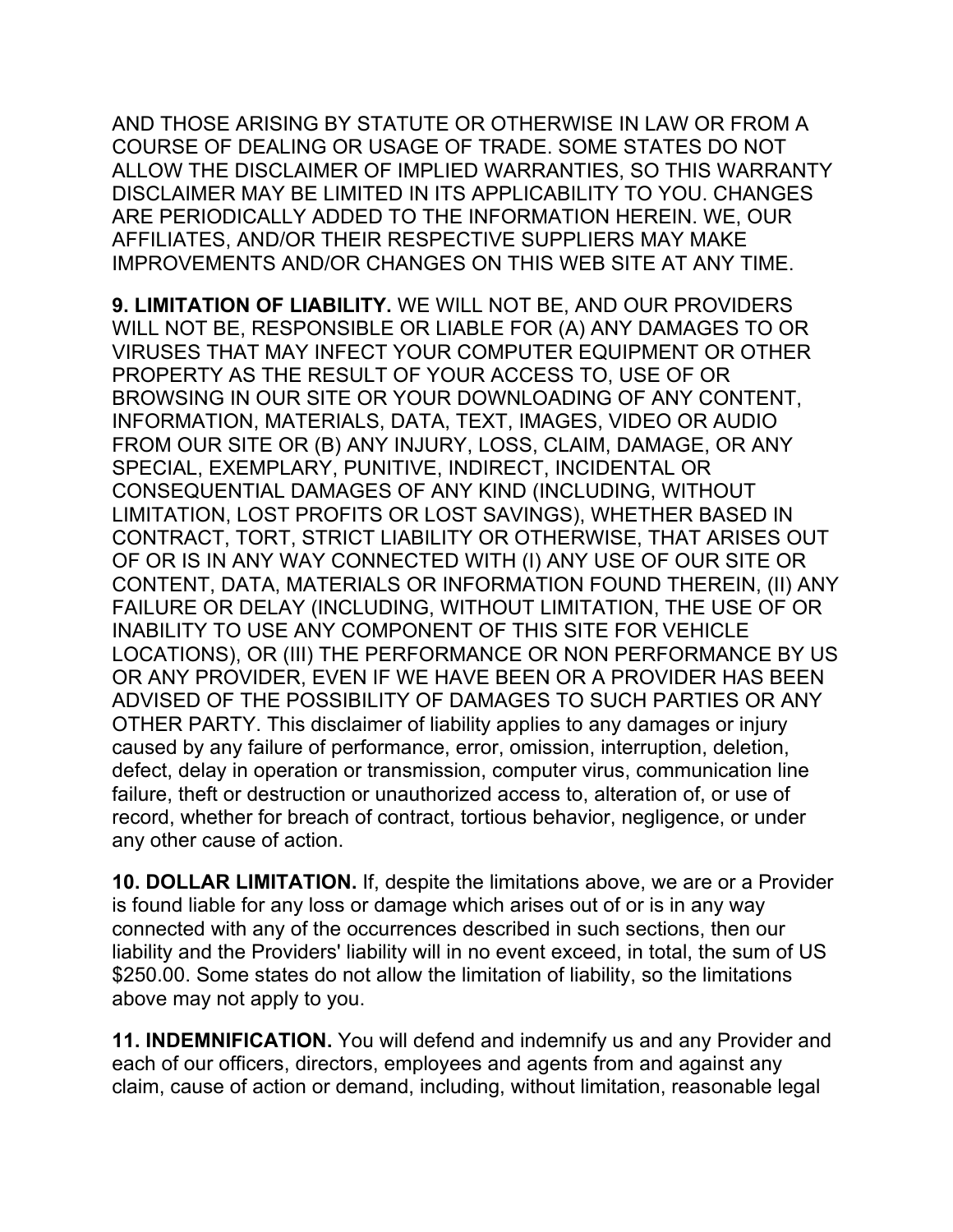AND THOSE ARISING BY STATUTE OR OTHERWISE IN LAW OR FROM A COURSE OF DEALING OR USAGE OF TRADE. SOME STATES DO NOT ALLOW THE DISCLAIMER OF IMPLIED WARRANTIES, SO THIS WARRANTY DISCLAIMER MAY BE LIMITED IN ITS APPLICABILITY TO YOU. CHANGES ARE PERIODICALLY ADDED TO THE INFORMATION HEREIN. WE, OUR AFFILIATES, AND/OR THEIR RESPECTIVE SUPPLIERS MAY MAKE IMPROVEMENTS AND/OR CHANGES ON THIS WEB SITE AT ANY TIME.

**9. LIMITATION OF LIABILITY.** WE WILL NOT BE, AND OUR PROVIDERS WILL NOT BE, RESPONSIBLE OR LIABLE FOR (A) ANY DAMAGES TO OR VIRUSES THAT MAY INFECT YOUR COMPUTER EQUIPMENT OR OTHER PROPERTY AS THE RESULT OF YOUR ACCESS TO, USE OF OR BROWSING IN OUR SITE OR YOUR DOWNLOADING OF ANY CONTENT, INFORMATION, MATERIALS, DATA, TEXT, IMAGES, VIDEO OR AUDIO FROM OUR SITE OR (B) ANY INJURY, LOSS, CLAIM, DAMAGE, OR ANY SPECIAL, EXEMPLARY, PUNITIVE, INDIRECT, INCIDENTAL OR CONSEQUENTIAL DAMAGES OF ANY KIND (INCLUDING, WITHOUT LIMITATION, LOST PROFITS OR LOST SAVINGS), WHETHER BASED IN CONTRACT, TORT, STRICT LIABILITY OR OTHERWISE, THAT ARISES OUT OF OR IS IN ANY WAY CONNECTED WITH (I) ANY USE OF OUR SITE OR CONTENT, DATA, MATERIALS OR INFORMATION FOUND THEREIN, (II) ANY FAILURE OR DELAY (INCLUDING, WITHOUT LIMITATION, THE USE OF OR INABILITY TO USE ANY COMPONENT OF THIS SITE FOR VEHICLE LOCATIONS), OR (III) THE PERFORMANCE OR NON PERFORMANCE BY US OR ANY PROVIDER, EVEN IF WE HAVE BEEN OR A PROVIDER HAS BEEN ADVISED OF THE POSSIBILITY OF DAMAGES TO SUCH PARTIES OR ANY OTHER PARTY. This disclaimer of liability applies to any damages or injury caused by any failure of performance, error, omission, interruption, deletion, defect, delay in operation or transmission, computer virus, communication line failure, theft or destruction or unauthorized access to, alteration of, or use of record, whether for breach of contract, tortious behavior, negligence, or under any other cause of action.

**10. DOLLAR LIMITATION.** If, despite the limitations above, we are or a Provider is found liable for any loss or damage which arises out of or is in any way connected with any of the occurrences described in such sections, then our liability and the Providers' liability will in no event exceed, in total, the sum of US $250.00. Some states do not allow the limitation of liability, so the limitations above may not apply to you.

**11. INDEMNIFICATION.** You will defend and indemnify us and any Provider and each of our officers, directors, employees and agents from and against any claim, cause of action or demand, including, without limitation, reasonable legal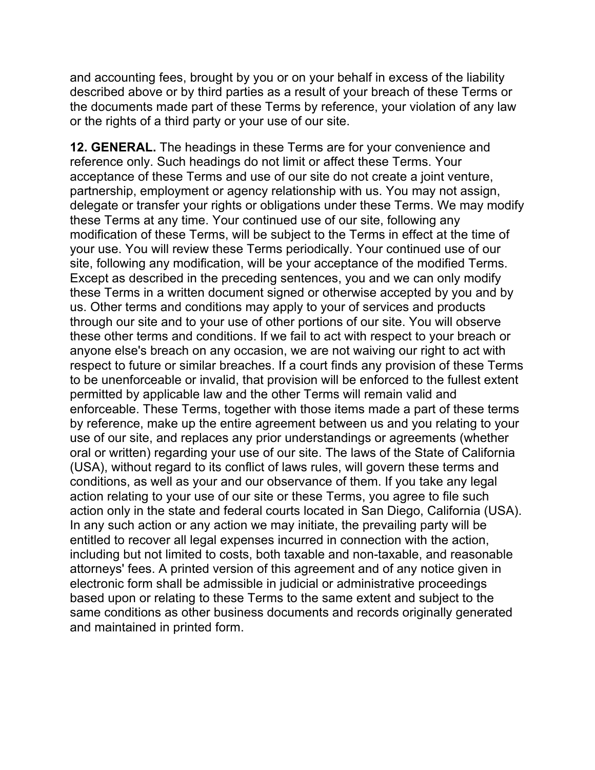and accounting fees, brought by you or on your behalf in excess of the liability described above or by third parties as a result of your breach of these Terms or the documents made part of these Terms by reference, your violation of any law or the rights of a third party or your use of our site.

**12. GENERAL.** The headings in these Terms are for your convenience and reference only. Such headings do not limit or affect these Terms. Your acceptance of these Terms and use of our site do not create a joint venture, partnership, employment or agency relationship with us. You may not assign, delegate or transfer your rights or obligations under these Terms. We may modify these Terms at any time. Your continued use of our site, following any modification of these Terms, will be subject to the Terms in effect at the time of your use. You will review these Terms periodically. Your continued use of our site, following any modification, will be your acceptance of the modified Terms. Except as described in the preceding sentences, you and we can only modify these Terms in a written document signed or otherwise accepted by you and by us. Other terms and conditions may apply to your of services and products through our site and to your use of other portions of our site. You will observe these other terms and conditions. If we fail to act with respect to your breach or anyone else's breach on any occasion, we are not waiving our right to act with respect to future or similar breaches. If a court finds any provision of these Terms to be unenforceable or invalid, that provision will be enforced to the fullest extent permitted by applicable law and the other Terms will remain valid and enforceable. These Terms, together with those items made a part of these terms by reference, make up the entire agreement between us and you relating to your use of our site, and replaces any prior understandings or agreements (whether oral or written) regarding your use of our site. The laws of the State of California (USA), without regard to its conflict of laws rules, will govern these terms and conditions, as well as your and our observance of them. If you take any legal action relating to your use of our site or these Terms, you agree to file such action only in the state and federal courts located in San Diego, California (USA). In any such action or any action we may initiate, the prevailing party will be entitled to recover all legal expenses incurred in connection with the action, including but not limited to costs, both taxable and non-taxable, and reasonable attorneys' fees. A printed version of this agreement and of any notice given in electronic form shall be admissible in judicial or administrative proceedings based upon or relating to these Terms to the same extent and subject to the same conditions as other business documents and records originally generated and maintained in printed form.